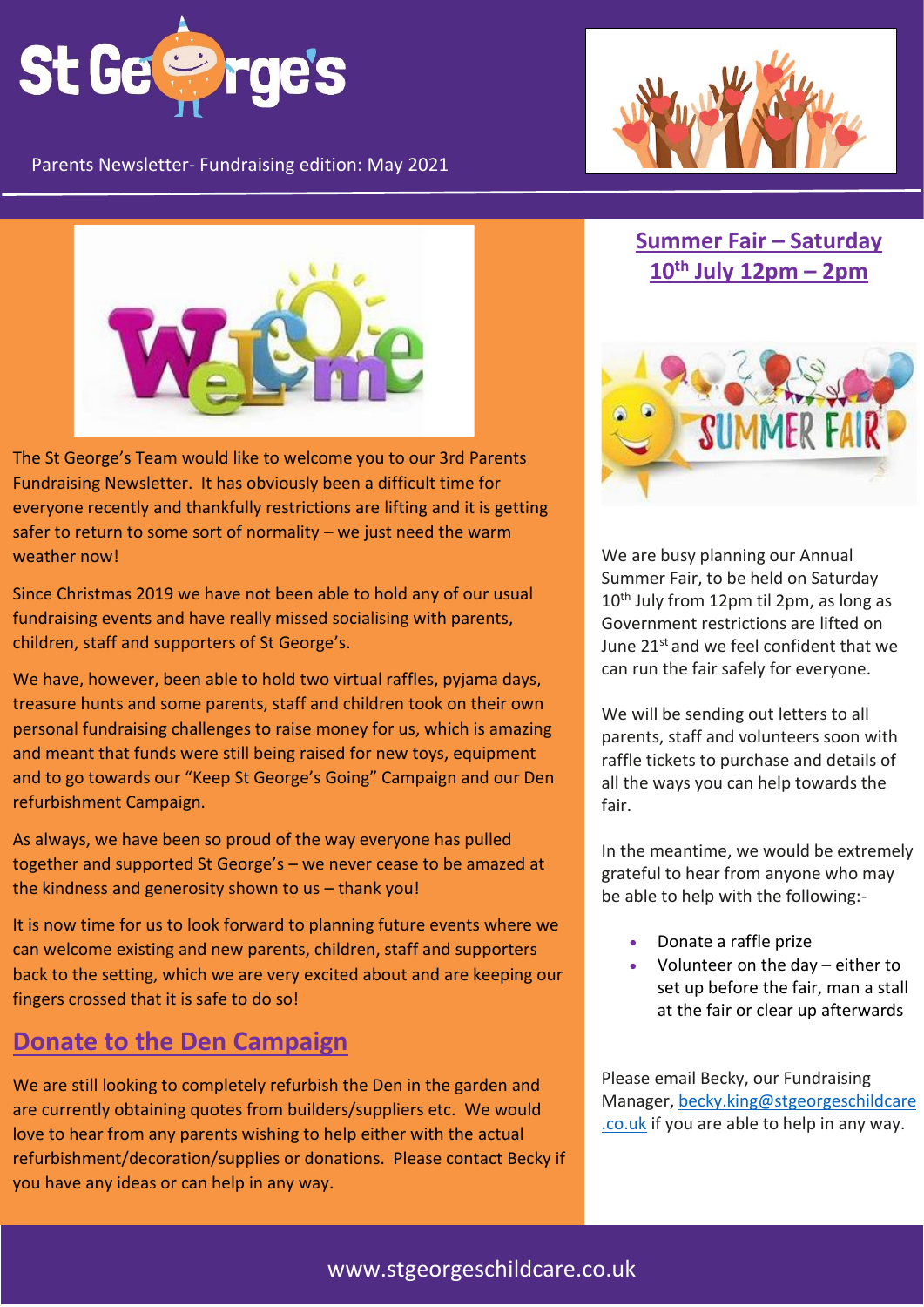# St George's

Parents Newsletter- Fundraising edition: May 2021

The St George's Team would like to welcome you to our 3rd Parents Fundraising Newsletter. It has obviously been a difficult time for everyone recently and thankfully restrictions are lifting and it is getting safer to return to some sort of normality – we just need the warm weather now!

Since Christmas 2019 we have not been able to hold any of our usual fundraising events and have really missed socialising with parents, children, staff and supporters of St George's.

We have, however, been able to hold two virtual raffles, pyjama days, treasure hunts and some parents, staff and children took on their own personal fundraising challenges to raise money for us, which is amazing and meant that funds were still being raised for new toys, equipment and to go towards our "Keep St George's Going" Campaign and our Den refurbishment Campaign.

As always, we have been so proud of the way everyone has pulled together and supported St George's – we never cease to be amazed at the kindness and generosity shown to us – thank you!

It is now time for us to look forward to planning future events where we can welcome existing and new parents, children, staff and supporters back to the setting, which we are very excited about and are keeping our fingers crossed that it is safe to do so!

## Donate to the Den Campaign

We are still looking to completely refurbish the Den in the garden and are currently obtaining quotes from builders/suppliers etc. We would love to hear from any parents wishing to help either with the actual refurbishment/decoration/supplies or donations. Please contact Becky if you have any ideas or can help in any way.

## Summer Fair – Saturday 10th July 12pm – 2pm

We are busy planning our Annual Summer Fair, to be held on Saturday 10th July from 12pm til 2pm, as long as Government restrictions are lifted on June 21st and we feel confident that we can run the fair safely for everyone.

We will be sending out letters to all parents, staff and volunteers soon with raffle tickets to purchase and details of all the ways you can help towards the fair.

In the meantime, we would be extremely grateful to hear from anyone who may be able to help with the following:-

- Donate a raffle prize
- Volunteer on the day – either to set up before the fair, man a stall at the fair or clear up afterwards

Please email Becky, our Fundraising Manager, becky.king@stgeorgeschildcare.co.uk if you are able to help in any way.

www.stgeorgeschildcare.co.uk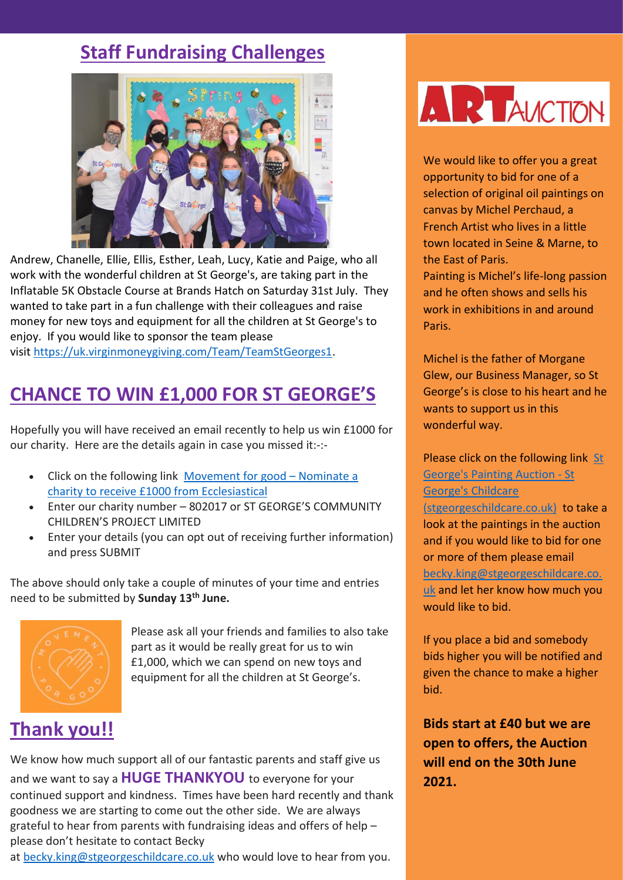## Staff Fundraising Challenges

Andrew, Chanelle, Ellie, Ellis, Esther, Leah, Lucy, Katie and Paige, who all work with the wonderful children at St George's, are taking part in the Inflatable 5K Obstacle Course at Brands Hatch on Saturday 31st July. They wanted to take part in a fun challenge with their colleagues and raise money for new toys and equipment for all the children at St George's to enjoy. If you would like to sponsor the team please visit https://uk.virginmoneygiving.com/Team/TeamStGeorges1.

## CHANCE TO WIN £1,000 FOR ST GEORGE'S

Hopefully you will have received an email recently to help us win £1000 for our charity. Here are the details again in case you missed it:-:-

- Click on the following link Movement for good – Nominate a charity to receive £1000 from Ecclesiastical
- Enter our charity number – 802017 or ST GEORGE'S COMMUNITY CHILDREN'S PROJECT LIMITED
- Enter your details (you can opt out of receiving further information) and press SUBMIT

The above should only take a couple of minutes of your time and entries need to be submitted by **Sunday 13th June.**

Please ask all your friends and families to also take part as it would be really great for us to win £1,000, which we can spend on new toys and equipment for all the children at St George's.

## Thank you!!

We know how much support all of our fantastic parents and staff give us and we want to say a **HUGE THANKYOU** to everyone for your continued support and kindness. Times have been hard recently and thank goodness we are starting to come out the other side. We are always grateful to hear from parents with fundraising ideas and offers of help – please don't hesitate to contact Becky at becky.king@stgeorgeschildcare.co.uk who would love to hear from you.

## ART AUCTION

We would like to offer you a great opportunity to bid for one of a selection of original oil paintings on canvas by Michel Perchaud, a French Artist who lives in a little town located in Seine & Marne, to the East of Paris.

Painting is Michel's life-long passion and he often shows and sells his work in exhibitions in and around Paris.

Michel is the father of Morgane Glew, our Business Manager, so St George's is close to his heart and he wants to support us in this wonderful way.

Please click on the following link St George's Painting Auction - St George's Childcare (stgeorgeschildcare.co.uk) to take a look at the paintings in the auction and if you would like to bid for one or more of them please email becky.king@stgeorgeschildcare.co.uk and let her know how much you would like to bid.

If you place a bid and somebody bids higher you will be notified and given the chance to make a higher bid.

**Bids start at £40 but we are open to offers, the Auction will end on the 30th June 2021.**